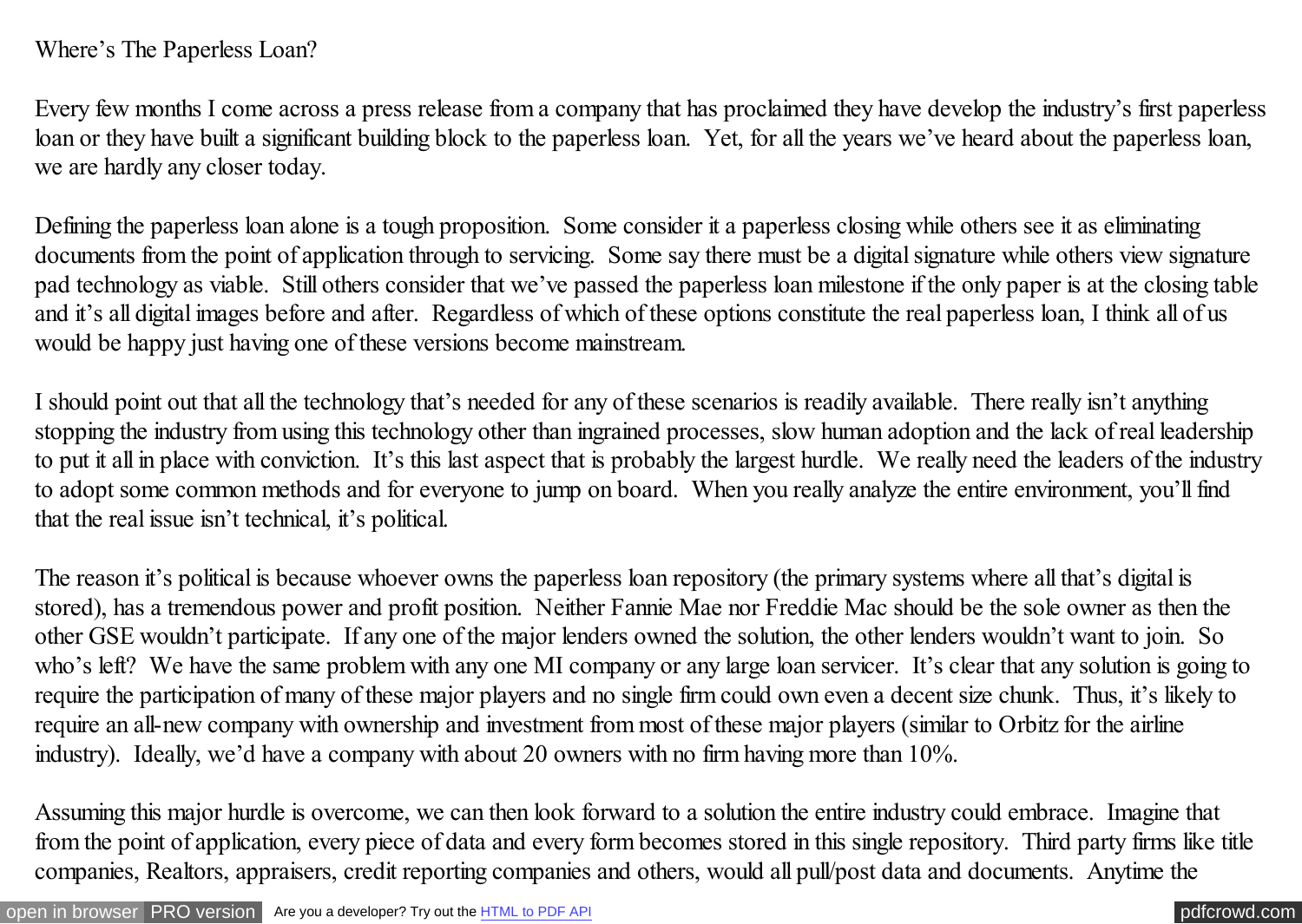# Where's The Paperless Loan?

Every few months I come across a press release from a company that has proclaimed they have develop the industry's first paperless loan or they have built a significant building block to the paperless loan. Yet, for all the years we've heard about the paperless loan, we are hardly any closer today.

Defining the paperless loan alone is a tough proposition. Some consider it a paperless closing while others see it as eliminating documents from the point of application through to servicing. Some say there must be a digital signature while others view signature pad technology as viable. Still others consider that we've passed the paperless loan milestone if the only paper is at the closing table and it's all digital images before and after. Regardless of which of these options constitute the real paperless loan, I think all of us would be happy just having one of these versions become mainstream.

I should point out that all the technology that's needed for any of these scenarios is readily available. There really isn't anything stopping the industry from using this technology other than ingrained processes, slow human adoption and the lack of real leadership to put it all in place with conviction. It's this last aspect that is probably the largest hurdle. We really need the leaders of the industry to adopt some common methods and for everyone to jump on board. When you really analyze the entire environment, you'll find that the real issue isn't technical, it's political.

The reason it's political is because whoever owns the paperless loan repository (the primary systems where all that's digital is stored), has a tremendous power and profit position. Neither Fannie Mae nor Freddie Mac should be the sole owner as then the other GSE wouldn't participate. If any one of the major lenders owned the solution, the other lenders wouldn't want to join. So who's left? We have the same problem with any one MI company or any large loan servicer. It's clear that any solution is going to require the participation of many of these major players and no single firm could own even a decent size chunk. Thus, it's likely to require an all-new company with ownership and investment from most of these major players (similar to Orbitz for the airline industry). Ideally, we'd have a company with about 20 owners with no firm having more than 10%.

Assuming this major hurdle is overcome, we can then look forward to a solution the entire industry could embrace. Imagine that from the point of application, every piece of data and every form becomes stored in this single repository. Third party firms like title companies, Realtors, appraisers, credit reporting companies and others, would all pull/post data and documents. Anytime the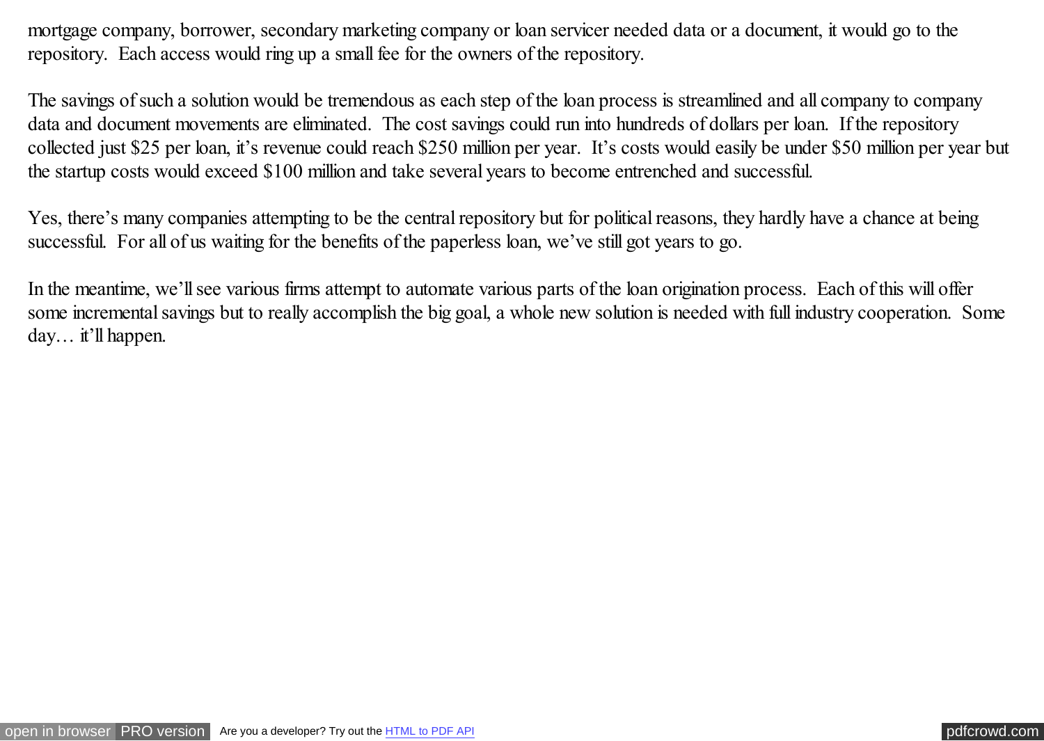mortgage company, borrower, secondary marketing company or loan servicer needed data or a document, it would go to the repository. Each access would ring up a small fee for the owners of the repository.

The savings of such a solution would be tremendous as each step of the loan process is streamlined and all company to company data and document movements are eliminated. The cost savings could run into hundreds of dollars per loan. If the repository collected just $25 per loan, it's revenue could reach $250 million per year. It's costs would easily be under $50 million per year but the startup costs would exceed $100 million and take several years to become entrenched and successful.

Yes, there's many companies attempting to be the central repository but for political reasons, they hardly have a chance at being successful. For all of us waiting for the benefits of the paperless loan, we've still got years to go.

In the meantime, we'll see various firms attempt to automate various parts of the loan origination process. Each of this will offer some incremental savings but to really accomplish the big goal, a whole new solution is needed with full industry cooperation. Some day… it'll happen.